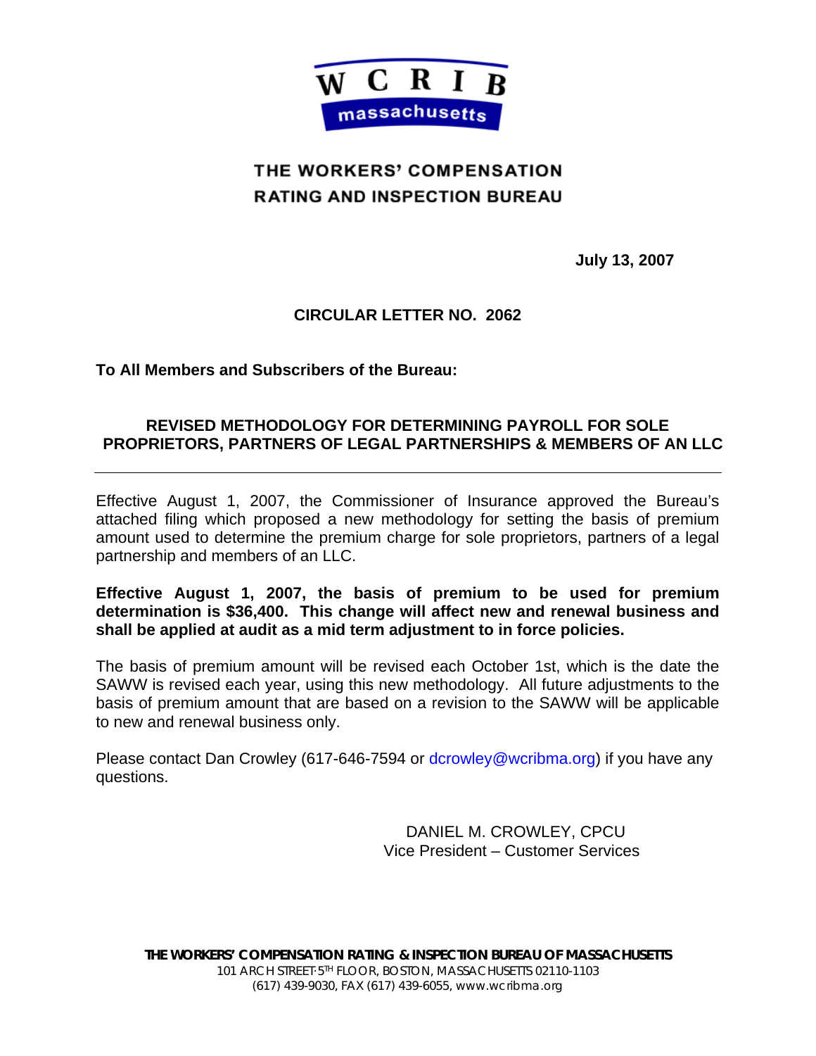WCRIB massachusetts

# THE WORKERS' COMPENSATION RATING AND INSPECTION BUREAU

**July 13, 2007**

**CIRCULAR LETTER NO. 2062**

**To All Members and Subscribers of the Bureau:**

## REVISED METHODOLOGY FOR DETERMINING PAYROLL FOR SOLE PROPRIETORS, PARTNERS OF LEGAL PARTNERSHIPS & MEMBERS OF AN LLC

---

Effective August 1, 2007, the Commissioner of Insurance approved the Bureau's attached filing which proposed a new methodology for setting the basis of premium amount used to determine the premium charge for sole proprietors, partners of a legal partnership and members of an LLC.

**Effective August 1, 2007, the basis of premium to be used for premium determination is $36,400. This change will affect new and renewal business and shall be applied at audit as a mid term adjustment to in force policies.**

The basis of premium amount will be revised each October 1st, which is the date the SAWW is revised each year, using this new methodology. All future adjustments to the basis of premium amount that are based on a revision to the SAWW will be applicable to new and renewal business only.

Please contact Dan Crowley (617-646-7594 or dcrowley@wcribma.org) if you have any questions.

DANIEL M. CROWLEY, CPCU
Vice President – Customer Services

**THE WORKERS' COMPENSATION RATING & INSPECTION BUREAU OF MASSACHUSETTS**
101 ARCH STREET 5TH FLOOR, BOSTON, MASSACHUSETTS 02110-1103
(617) 439-9030, FAX (617) 439-6055, www.wcribma.org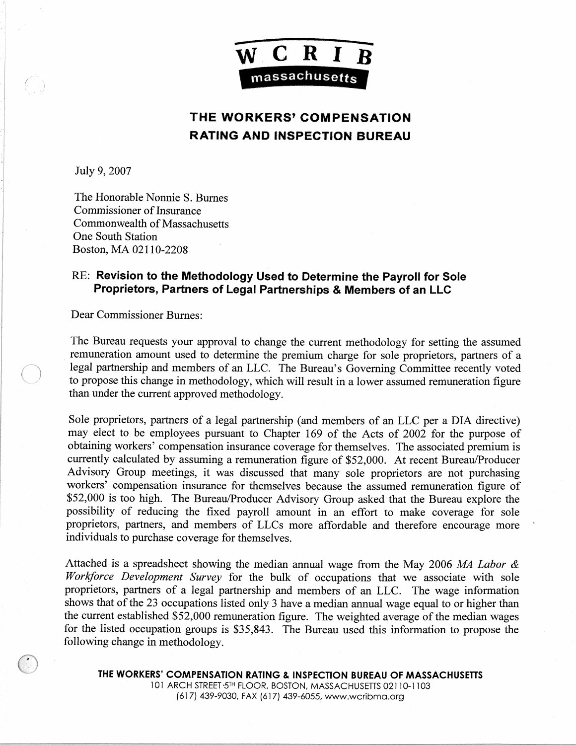WCRIB massachusetts

# THE WORKERS' COMPENSATION RATING AND INSPECTION BUREAU

July 9, 2007

The Honorable Nonnie S. Burnes
Commissioner of Insurance
Commonwealth of Massachusetts
One South Station
Boston, MA 02110-2208

RE: **Revision to the Methodology Used to Determine the Payroll for Sole Proprietors, Partners of Legal Partnerships & Members of an LLC**

Dear Commissioner Burnes:

The Bureau requests your approval to change the current methodology for setting the assumed remuneration amount used to determine the premium charge for sole proprietors, partners of a legal partnership and members of an LLC. The Bureau's Governing Committee recently voted to propose this change in methodology, which will result in a lower assumed remuneration figure than under the current approved methodology.

Sole proprietors, partners of a legal partnership (and members of an LLC per a DIA directive) may elect to be employees pursuant to Chapter 169 of the Acts of 2002 for the purpose of obtaining workers' compensation insurance coverage for themselves. The associated premium is currently calculated by assuming a remuneration figure of $52,000. At recent Bureau/Producer Advisory Group meetings, it was discussed that many sole proprietors are not purchasing workers' compensation insurance for themselves because the assumed remuneration figure of $52,000 is too high. The Bureau/Producer Advisory Group asked that the Bureau explore the possibility of reducing the fixed payroll amount in an effort to make coverage for sole proprietors, partners, and members of LLCs more affordable and therefore encourage more individuals to purchase coverage for themselves.

Attached is a spreadsheet showing the median annual wage from the May 2006 *MA Labor & Workforce Development Survey* for the bulk of occupations that we associate with sole proprietors, partners of a legal partnership and members of an LLC. The wage information shows that of the 23 occupations listed only 3 have a median annual wage equal to or higher than the current established $52,000 remuneration figure. The weighted average of the median wages for the listed occupation groups is $35,843. The Bureau used this information to propose the following change in methodology.

**THE WORKERS' COMPENSATION RATING & INSPECTION BUREAU OF MASSACHUSETTS**
101 ARCH STREET ·5TH FLOOR, BOSTON, MASSACHUSETTS 02110-1103
(617) 439-9030, FAX (617) 439-6055, www.wcribma.org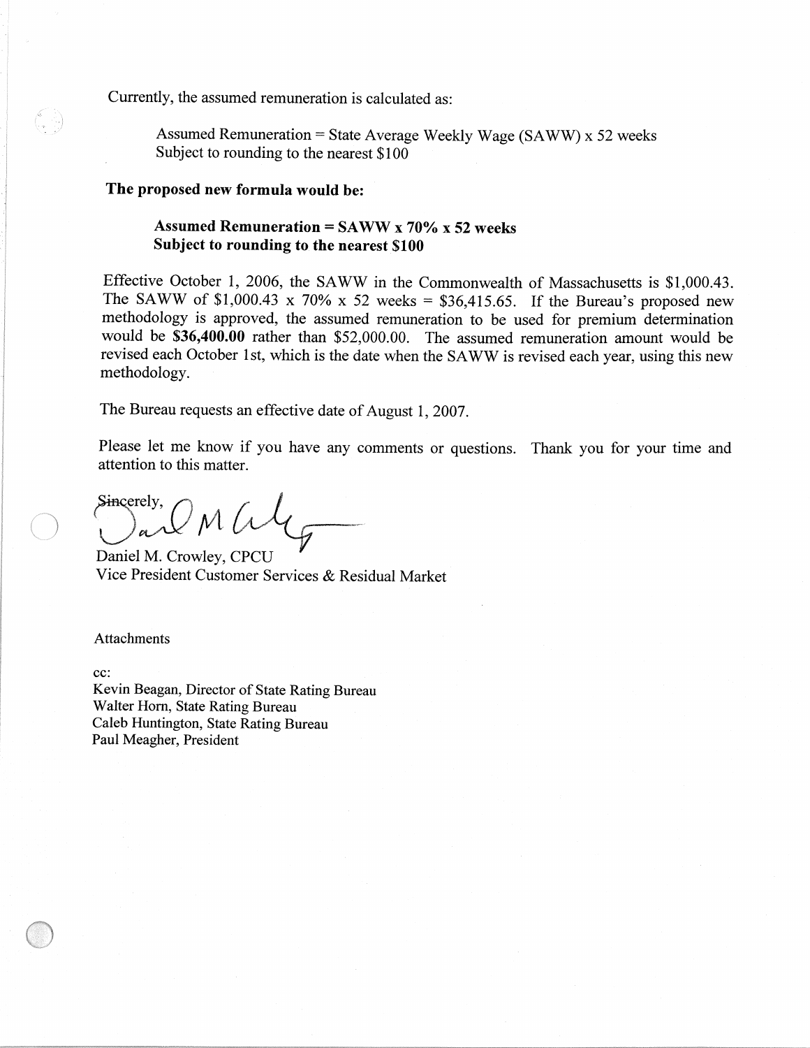Currently, the assumed remuneration is calculated as:

> Assumed Remuneration = State Average Weekly Wage (SAWW) x 52 weeks
> Subject to rounding to the nearest $100

**The proposed new formula would be:**

> **Assumed Remuneration = SAWW x 70% x 52 weeks**
> **Subject to rounding to the nearest $100**

Effective October 1, 2006, the SAWW in the Commonwealth of Massachusetts is $1,000.43. The SAWW of $1,000.43 x 70% x 52 weeks = $36,415.65. If the Bureau's proposed new methodology is approved, the assumed remuneration to be used for premium determination would be **$36,400.00** rather than $52,000.00. The assumed remuneration amount would be revised each October 1st, which is the date when the SAWW is revised each year, using this new methodology.

The Bureau requests an effective date of August 1, 2007.

Please let me know if you have any comments or questions. Thank you for your time and attention to this matter.

Sincerely,

Daniel M. Crowley, CPCU
Vice President Customer Services & Residual Market

Attachments

cc:
Kevin Beagan, Director of State Rating Bureau
Walter Horn, State Rating Bureau
Caleb Huntington, State Rating Bureau
Paul Meagher, President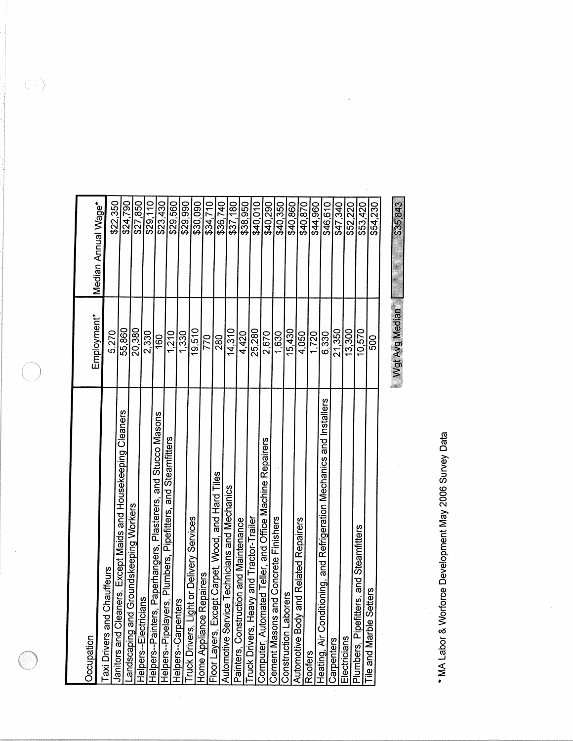| Occupation | Employment* | Median Annual Wage* |
|---|---|---|
| Taxi Drivers and Chauffeurs | 5,270 | $22,350 |
| Janitors and Cleaners, Except Maids and Housekeeping Cleaners | 55,860 | $24,790 |
| Landscaping and Groundskeeping Workers | 20,380 | $27,850 |
| Helpers--Electricians | 2,330 | $29,110 |
| Helpers--Painters, Paperhangers, Plasterers, and Stucco Masons | 160 | $23,430 |
| Helpers--Pipelayers, Plumbers, Pipefitters, and Steamfitters | 1,210 | $29,560 |
| Helpers--Carpenters | 1,330 | $29,990 |
| Truck Drivers, Light or Delivery Services | 19,510 | $30,090 |
| Home Appliance Repairers | 770 | $34,710 |
| Floor Layers, Except Carpet, Wood, and Hard Tiles | 280 | $36,740 |
| Automotive Service Technicians and Mechanics | 14,310 | $37,180 |
| Painters, Construction and Maintenance | 4,420 | $38,950 |
| Truck Drivers, Heavy and Tractor-Trailer | 25,280 | $40,010 |
| Computer, Automated Teller, and Office Machine Repairers | 2,670 | $40,290 |
| Cement Masons and Concrete Finishers | 1,630 | $40,350 |
| Construction Laborers | 15,430 | $40,860 |
| Automotive Body and Related Repairers | 4,050 | $40,870 |
| Roofers | 1,720 | $44,960 |
| Heating, Air Conditioning, and Refrigeration Mechanics and Installers | 6,330 | $46,610 |
| Carpenters | 21,350 | $47,340 |
| Electricians | 13,300 | $52,220 |
| Plumbers, Pipefitters, and Steamfitters | 10,570 | $53,420 |
| Tile and Marble Setters | 500 | $54,230 |
| | Wgt Avg Median | $35,843 |

* MA Labor & Worforce Development May 2006 Survey Data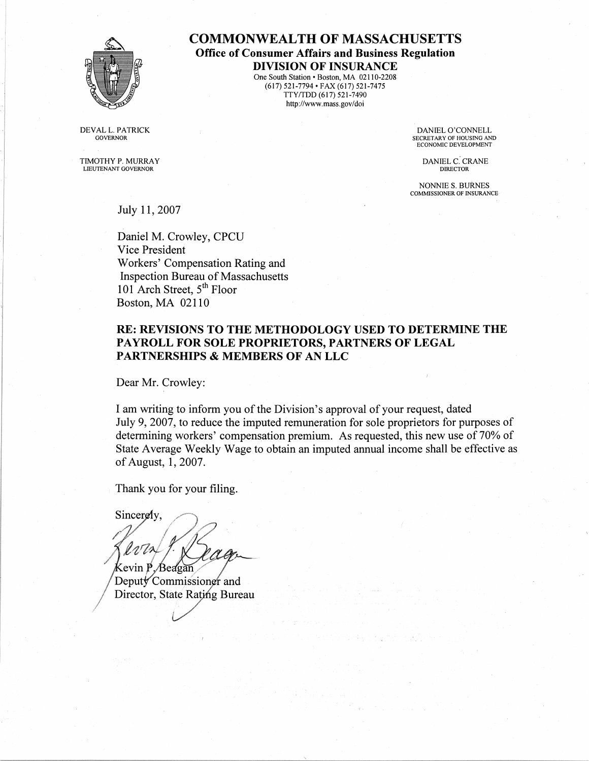# COMMONWEALTH OF MASSACHUSETTS

## Office of Consumer Affairs and Business Regulation

## DIVISION OF INSURANCE

One South Station • Boston, MA 02110-2208
(617) 521-7794 • FAX (617) 521-7475
TTY/TDD (617) 521-7490
http://www.mass.gov/doi

DEVAL L. PATRICK
GOVERNOR

TIMOTHY P. MURRAY
LIEUTENANT GOVERNOR

DANIEL O'CONNELL
SECRETARY OF HOUSING AND ECONOMIC DEVELOPMENT

DANIEL C. CRANE
DIRECTOR

NONNIE S. BURNES
COMMISSIONER OF INSURANCE

July 11, 2007

Daniel M. Crowley, CPCU
Vice President
Workers' Compensation Rating and
Inspection Bureau of Massachusetts
101 Arch Street, 5th Floor
Boston, MA 02110

**RE: REVISIONS TO THE METHODOLOGY USED TO DETERMINE THE PAYROLL FOR SOLE PROPRIETORS, PARTNERS OF LEGAL PARTNERSHIPS & MEMBERS OF AN LLC**

Dear Mr. Crowley:

I am writing to inform you of the Division's approval of your request, dated July 9, 2007, to reduce the imputed remuneration for sole proprietors for purposes of determining workers' compensation premium. As requested, this new use of 70% of State Average Weekly Wage to obtain an imputed annual income shall be effective as of August, 1, 2007.

Thank you for your filing.

Sincerely,

Kevin P. Beagan
Deputy Commissioner and
Director, State Rating Bureau